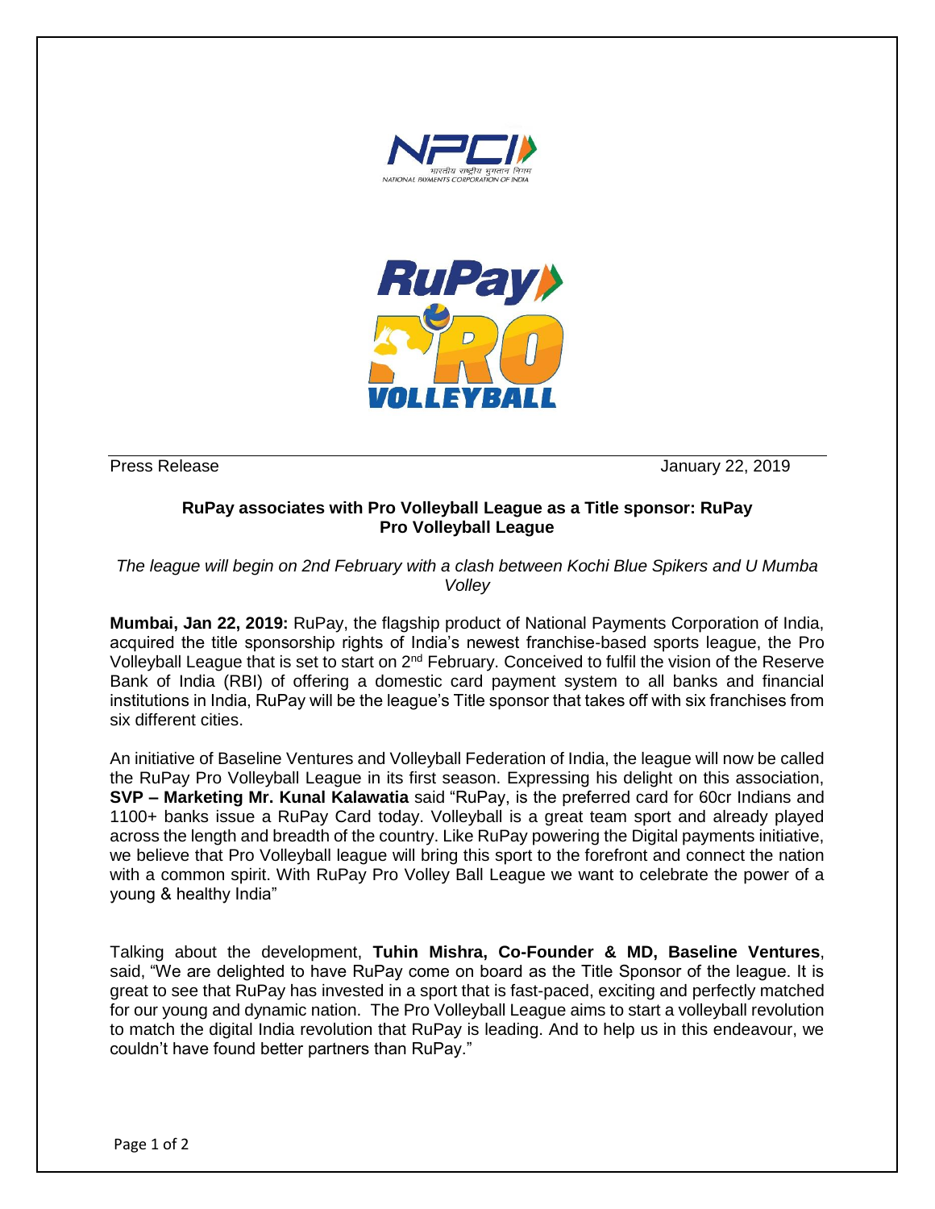Press Release January 22, 2019

**RuPay associates with Pro Volleyball League as a Title sponsor: RuPay Pro Volleyball League**

*The league will begin on 2nd February with a clash between Kochi Blue Spikers and U Mumba Volley*

**Mumbai, Jan 22, 2019:** RuPay, the flagship product of National Payments Corporation of India, acquired the title sponsorship rights of India's newest franchise-based sports league, the Pro Volleyball League that is set to start on 2nd February. Conceived to fulfil the vision of the Reserve Bank of India (RBI) of offering a domestic card payment system to all banks and financial institutions in India, RuPay will be the league's Title sponsor that takes off with six franchises from six different cities.

An initiative of Baseline Ventures and Volleyball Federation of India, the league will now be called the RuPay Pro Volleyball League in its first season. Expressing his delight on this association, **SVP – Marketing Mr. Kunal Kalawatia** said "RuPay, is the preferred card for 60cr Indians and 1100+ banks issue a RuPay Card today. Volleyball is a great team sport and already played across the length and breadth of the country. Like RuPay powering the Digital payments initiative, we believe that Pro Volleyball league will bring this sport to the forefront and connect the nation with a common spirit. With RuPay Pro Volley Ball League we want to celebrate the power of a young & healthy India"

Talking about the development, **Tuhin Mishra, Co-Founder & MD, Baseline Ventures**, said, "We are delighted to have RuPay come on board as the Title Sponsor of the league. It is great to see that RuPay has invested in a sport that is fast-paced, exciting and perfectly matched for our young and dynamic nation. The Pro Volleyball League aims to start a volleyball revolution to match the digital India revolution that RuPay is leading. And to help us in this endeavour, we couldn't have found better partners than RuPay."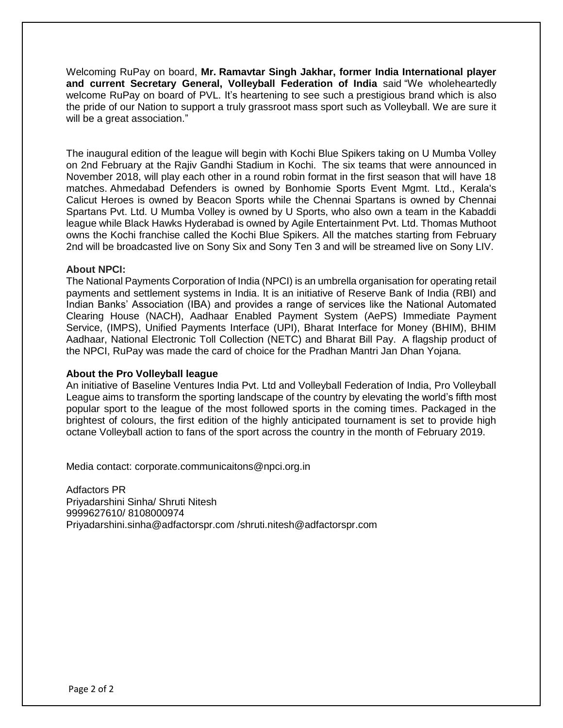Welcoming RuPay on board, **Mr. Ramavtar Singh Jakhar, former India International player and current Secretary General, Volleyball Federation of India** said "We wholeheartedly welcome RuPay on board of PVL. It's heartening to see such a prestigious brand which is also the pride of our Nation to support a truly grassroot mass sport such as Volleyball. We are sure it will be a great association."

The inaugural edition of the league will begin with Kochi Blue Spikers taking on U Mumba Volley on 2nd February at the Rajiv Gandhi Stadium in Kochi. The six teams that were announced in November 2018, will play each other in a round robin format in the first season that will have 18 matches. Ahmedabad Defenders is owned by Bonhomie Sports Event Mgmt. Ltd., Kerala's Calicut Heroes is owned by Beacon Sports while the Chennai Spartans is owned by Chennai Spartans Pvt. Ltd. U Mumba Volley is owned by U Sports, who also own a team in the Kabaddi league while Black Hawks Hyderabad is owned by Agile Entertainment Pvt. Ltd. Thomas Muthoot owns the Kochi franchise called the Kochi Blue Spikers. All the matches starting from February 2nd will be broadcasted live on Sony Six and Sony Ten 3 and will be streamed live on Sony LIV.

**About NPCI:**

The National Payments Corporation of India (NPCI) is an umbrella organisation for operating retail payments and settlement systems in India. It is an initiative of Reserve Bank of India (RBI) and Indian Banks' Association (IBA) and provides a range of services like the National Automated Clearing House (NACH), Aadhaar Enabled Payment System (AePS) Immediate Payment Service, (IMPS), Unified Payments Interface (UPI), Bharat Interface for Money (BHIM), BHIM Aadhaar, National Electronic Toll Collection (NETC) and Bharat Bill Pay. A flagship product of the NPCI, RuPay was made the card of choice for the Pradhan Mantri Jan Dhan Yojana.

**About the Pro Volleyball league**

An initiative of Baseline Ventures India Pvt. Ltd and Volleyball Federation of India, Pro Volleyball League aims to transform the sporting landscape of the country by elevating the world's fifth most popular sport to the league of the most followed sports in the coming times. Packaged in the brightest of colours, the first edition of the highly anticipated tournament is set to provide high octane Volleyball action to fans of the sport across the country in the month of February 2019.

Media contact: corporate.communicaitons@npci.org.in

Adfactors PR
Priyadarshini Sinha/ Shruti Nitesh
9999627610/ 8108000974
Priyadarshini.sinha@adfactorspr.com /shruti.nitesh@adfactorspr.com